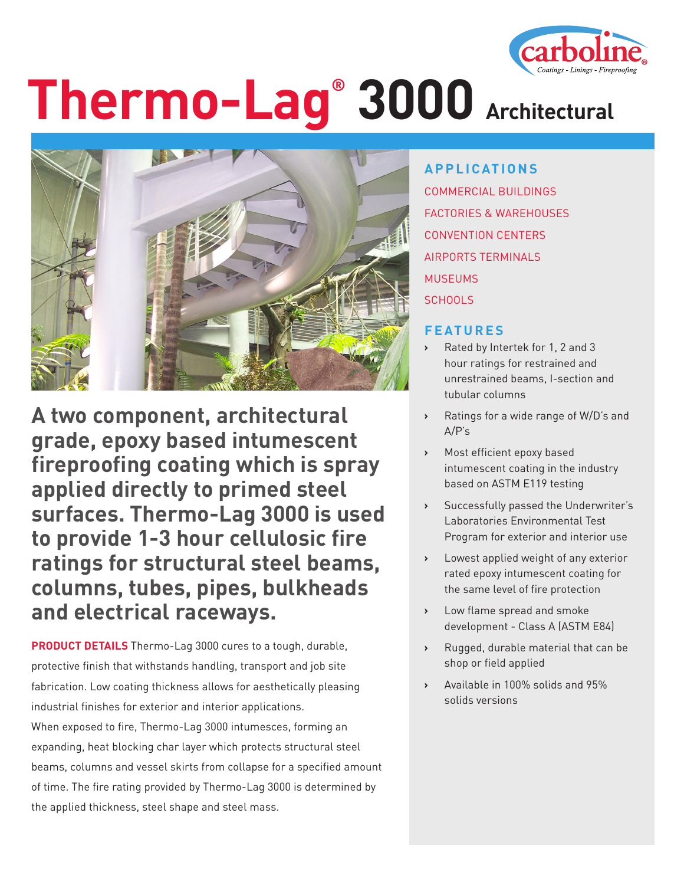# Thermo-Lag® 3000 Architectural

**A two component, architectural grade, epoxy based intumescent fireproofing coating which is spray applied directly to primed steel surfaces. Thermo-Lag 3000 is used to provide 1-3 hour cellulosic fire ratings for structural steel beams, columns, tubes, pipes, bulkheads and electrical raceways.**

**PRODUCT DETAILS** Thermo-Lag 3000 cures to a tough, durable, protective finish that withstands handling, transport and job site fabrication. Low coating thickness allows for aesthetically pleasing industrial finishes for exterior and interior applications.
When exposed to fire, Thermo-Lag 3000 intumesces, forming an expanding, heat blocking char layer which protects structural steel beams, columns and vessel skirts from collapse for a specified amount of time. The fire rating provided by Thermo-Lag 3000 is determined by the applied thickness, steel shape and steel mass.

## APPLICATIONS

COMMERCIAL BUILDINGS
FACTORIES & WAREHOUSES
CONVENTION CENTERS
AIRPORTS TERMINALS
MUSEUMS
SCHOOLS

## FEATURES

- Rated by Intertek for 1, 2 and 3 hour ratings for restrained and unrestrained beams, I-section and tubular columns
- Ratings for a wide range of W/D's and A/P's
- Most efficient epoxy based intumescent coating in the industry based on ASTM E119 testing
- Successfully passed the Underwriter's Laboratories Environmental Test Program for exterior and interior use
- Lowest applied weight of any exterior rated epoxy intumescent coating for the same level of fire protection
- Low flame spread and smoke development - Class A (ASTM E84)
- Rugged, durable material that can be shop or field applied
- Available in 100% solids and 95% solids versions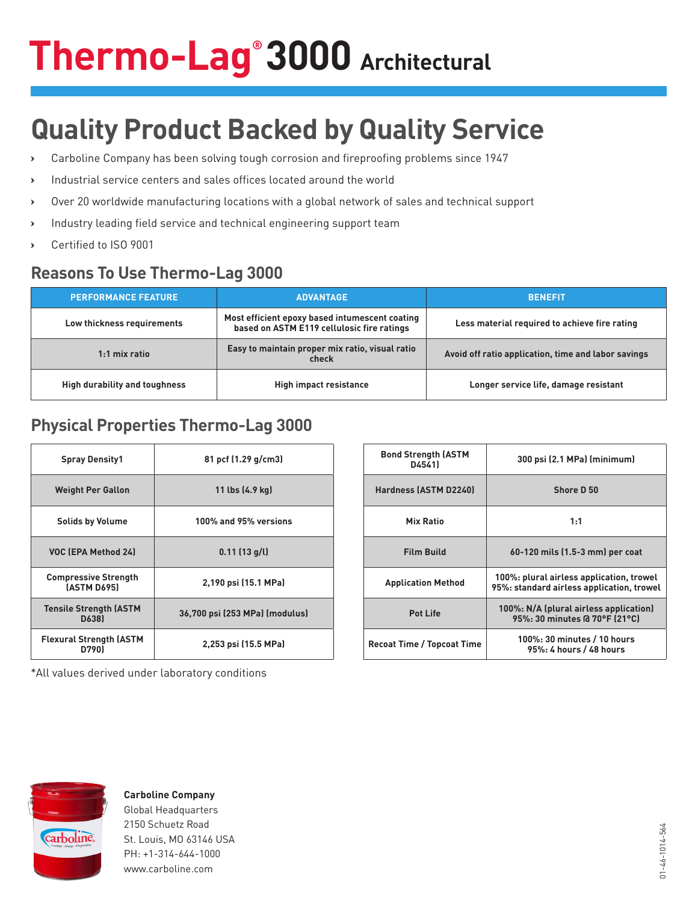# Thermo-Lag® 3000 Architectural

## Quality Product Backed by Quality Service

- Carboline Company has been solving tough corrosion and fireproofing problems since 1947
- Industrial service centers and sales offices located around the world
- Over 20 worldwide manufacturing locations with a global network of sales and technical support
- Industry leading field service and technical engineering support team
- Certified to ISO 9001

### Reasons To Use Thermo-Lag 3000

| PERFORMANCE FEATURE | ADVANTAGE | BENEFIT |
|---|---|---|
| Low thickness requirements | Most efficient epoxy based intumescent coating based on ASTM E119 cellulosic fire ratings | Less material required to achieve fire rating |
| 1:1 mix ratio | Easy to maintain proper mix ratio, visual ratio check | Avoid off ratio application, time and labor savings |
| High durability and toughness | High impact resistance | Longer service life, damage resistant |

### Physical Properties Thermo-Lag 3000

| | |
|---|---|
| Spray Density1 | 81 pcf (1.29 g/cm3) |
| Weight Per Gallon | 11 lbs (4.9 kg) |
| Solids by Volume | 100% and 95% versions |
| VOC (EPA Method 24) | 0.11 (13 g/l) |
| Compressive Strength (ASTM D695) | 2,190 psi (15.1 MPa) |
| Tensile Strength (ASTM D638) | 36,700 psi (253 MPa) (modulus) |
| Flexural Strength (ASTM D790) | 2,253 psi (15.5 MPa) |

| | |
|---|---|
| Bond Strength (ASTM D4541) | 300 psi (2.1 MPa) (minimum) |
| Hardness (ASTM D2240) | Shore D 50 |
| Mix Ratio | 1:1 |
| Film Build | 60-120 mils (1.5-3 mm) per coat |
| Application Method | 100%: plural airless application, trowel<br>95%: standard airless application, trowel |
| Pot Life | 100%: N/A (plural airless application)<br>95%: 30 minutes @ 70°F (21°C) |
| Recoat Time / Topcoat Time | 100%: 30 minutes / 10 hours<br>95%: 4 hours / 48 hours |

*All values derived under laboratory conditions

**Carboline Company**
Global Headquarters
2150 Schuetz Road
St. Louis, MO 63146 USA
PH: +1-314-644-1000
www.carboline.com

01-46-1014-564